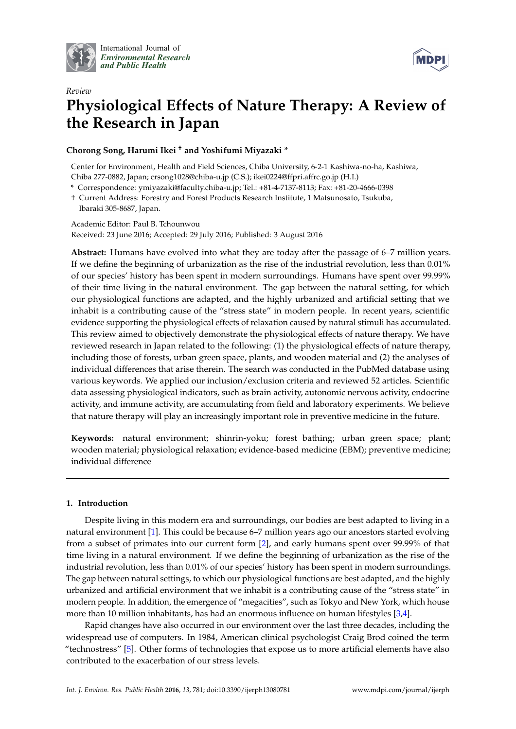*Review*

# Physiological Effects of Nature Therapy: A Review of the Research in Japan

**Chorong Song, Harumi Ikei † and Yoshifumi Miyazaki \***

Center for Environment, Health and Field Sciences, Chiba University, 6-2-1 Kashiwa-no-ha, Kashiwa, Chiba 277-0882, Japan; crsong1028@chiba-u.jp (C.S.); ikei0224@ffpri.affrc.go.jp (H.I.)

\* Correspondence: ymiyazaki@faculty.chiba-u.jp; Tel.: +81-4-7137-8113; Fax: +81-20-4666-0398

† Current Address: Forestry and Forest Products Research Institute, 1 Matsunosato, Tsukuba, Ibaraki 305-8687, Japan.

Academic Editor: Paul B. Tchounwou

Received: 23 June 2016; Accepted: 29 July 2016; Published: 3 August 2016

**Abstract:** Humans have evolved into what they are today after the passage of 6–7 million years. If we define the beginning of urbanization as the rise of the industrial revolution, less than 0.01% of our species' history has been spent in modern surroundings. Humans have spent over 99.99% of their time living in the natural environment. The gap between the natural setting, for which our physiological functions are adapted, and the highly urbanized and artificial setting that we inhabit is a contributing cause of the "stress state" in modern people. In recent years, scientific evidence supporting the physiological effects of relaxation caused by natural stimuli has accumulated. This review aimed to objectively demonstrate the physiological effects of nature therapy. We have reviewed research in Japan related to the following: (1) the physiological effects of nature therapy, including those of forests, urban green space, plants, and wooden material and (2) the analyses of individual differences that arise therein. The search was conducted in the PubMed database using various keywords. We applied our inclusion/exclusion criteria and reviewed 52 articles. Scientific data assessing physiological indicators, such as brain activity, autonomic nervous activity, endocrine activity, and immune activity, are accumulating from field and laboratory experiments. We believe that nature therapy will play an increasingly important role in preventive medicine in the future.

**Keywords:** natural environment; shinrin-yoku; forest bathing; urban green space; plant; wooden material; physiological relaxation; evidence-based medicine (EBM); preventive medicine; individual difference

## 1. Introduction

Despite living in this modern era and surroundings, our bodies are best adapted to living in a natural environment [1]. This could be because 6–7 million years ago our ancestors started evolving from a subset of primates into our current form [2], and early humans spent over 99.99% of that time living in a natural environment. If we define the beginning of urbanization as the rise of the industrial revolution, less than 0.01% of our species' history has been spent in modern surroundings. The gap between natural settings, to which our physiological functions are best adapted, and the highly urbanized and artificial environment that we inhabit is a contributing cause of the "stress state" in modern people. In addition, the emergence of "megacities", such as Tokyo and New York, which house more than 10 million inhabitants, has had an enormous influence on human lifestyles [3,4].

Rapid changes have also occurred in our environment over the last three decades, including the widespread use of computers. In 1984, American clinical psychologist Craig Brod coined the term "technostress" [5]. Other forms of technologies that expose us to more artificial elements have also contributed to the exacerbation of our stress levels.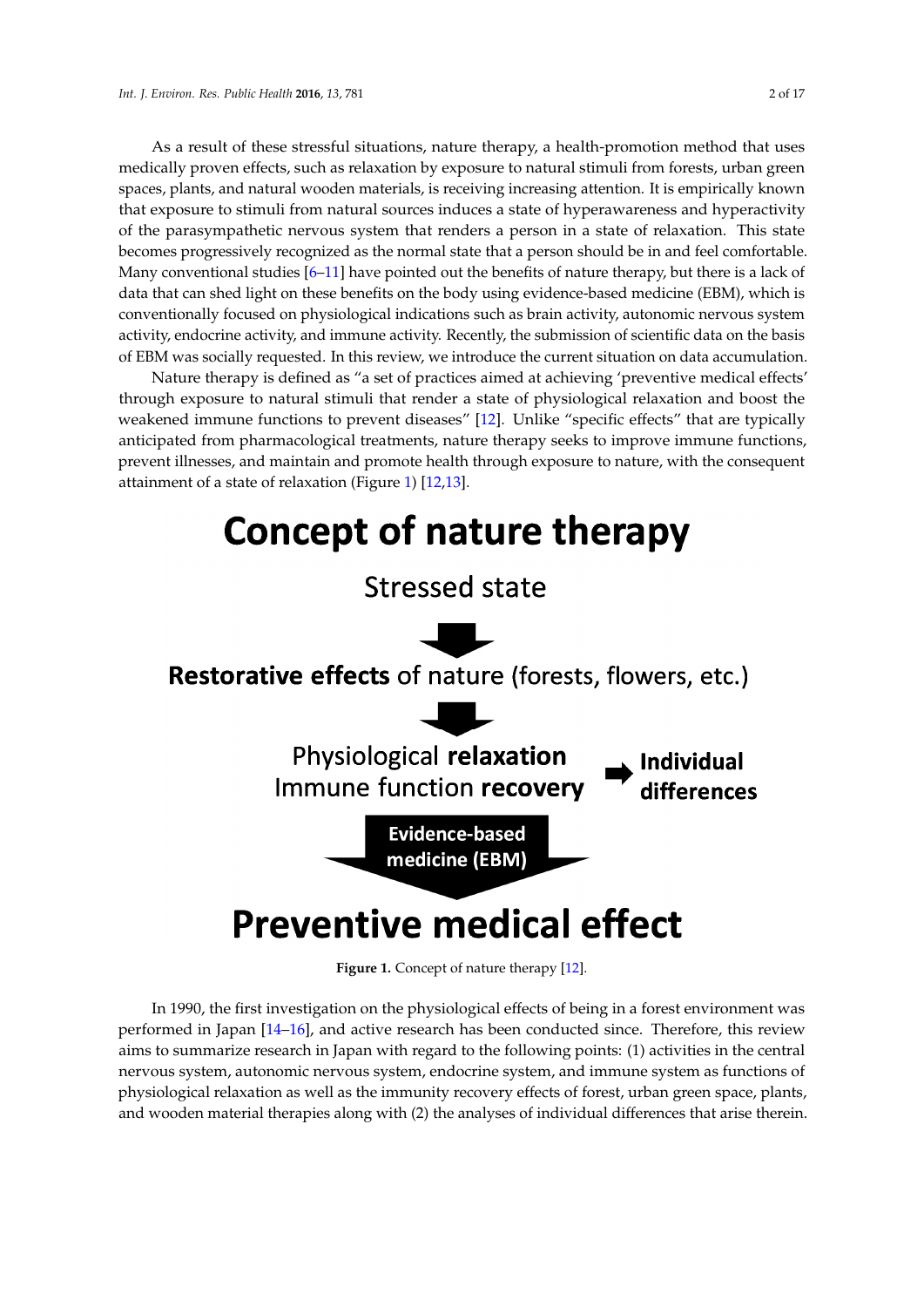As a result of these stressful situations, nature therapy, a health-promotion method that uses medically proven effects, such as relaxation by exposure to natural stimuli from forests, urban green spaces, plants, and natural wooden materials, is receiving increasing attention. It is empirically known that exposure to stimuli from natural sources induces a state of hyperawareness and hyperactivity of the parasympathetic nervous system that renders a person in a state of relaxation. This state becomes progressively recognized as the normal state that a person should be in and feel comfortable. Many conventional studies [6–11] have pointed out the benefits of nature therapy, but there is a lack of data that can shed light on these benefits on the body using evidence-based medicine (EBM), which is conventionally focused on physiological indications such as brain activity, autonomic nervous system activity, endocrine activity, and immune activity. Recently, the submission of scientific data on the basis of EBM was socially requested. In this review, we introduce the current situation on data accumulation.

Nature therapy is defined as "a set of practices aimed at achieving 'preventive medical effects' through exposure to natural stimuli that render a state of physiological relaxation and boost the weakened immune functions to prevent diseases" [12]. Unlike "specific effects" that are typically anticipated from pharmacological treatments, nature therapy seeks to improve immune functions, prevent illnesses, and maintain and promote health through exposure to nature, with the consequent attainment of a state of relaxation (Figure 1) [12,13].

**Concept of nature therapy**

Stressed state

↓

**Restorative effects** of nature (forests, flowers, etc.)

↓

Physiological **relaxation**
Immune function **recovery** → **Individual differences**

↓ **Evidence-based medicine (EBM)**

**Preventive medical effect**

**Figure 1.** Concept of nature therapy [12].

In 1990, the first investigation on the physiological effects of being in a forest environment was performed in Japan [14–16], and active research has been conducted since. Therefore, this review aims to summarize research in Japan with regard to the following points: (1) activities in the central nervous system, autonomic nervous system, endocrine system, and immune system as functions of physiological relaxation as well as the immunity recovery effects of forest, urban green space, plants, and wooden material therapies along with (2) the analyses of individual differences that arise therein.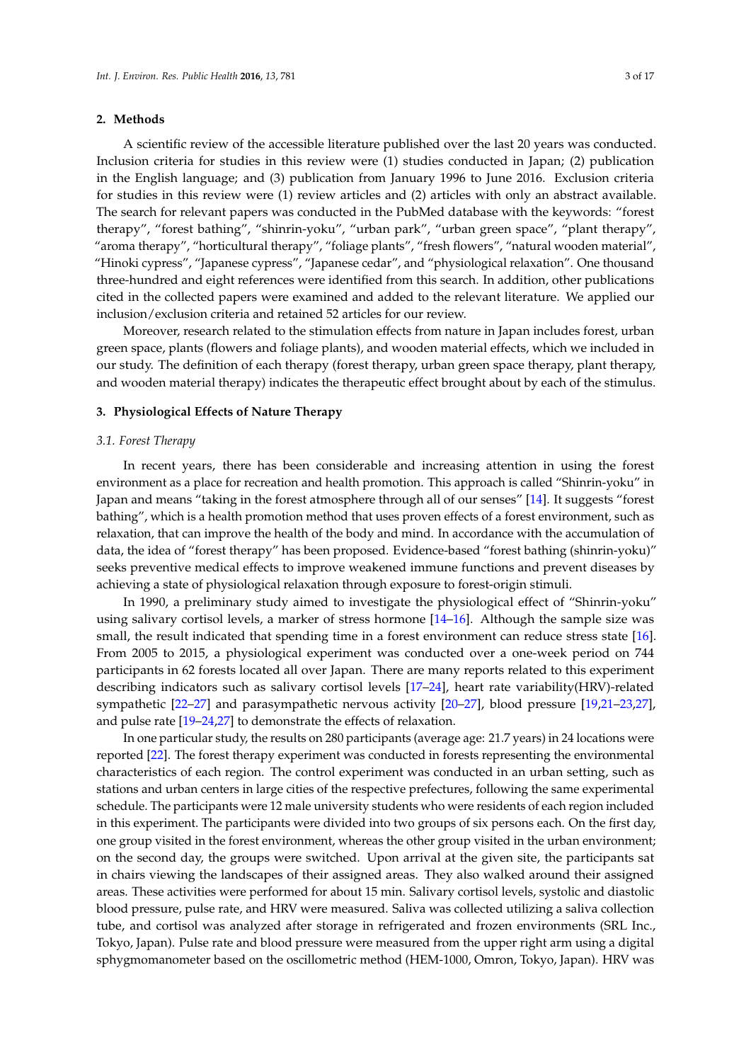## 2. Methods

A scientific review of the accessible literature published over the last 20 years was conducted. Inclusion criteria for studies in this review were (1) studies conducted in Japan; (2) publication in the English language; and (3) publication from January 1996 to June 2016. Exclusion criteria for studies in this review were (1) review articles and (2) articles with only an abstract available. The search for relevant papers was conducted in the PubMed database with the keywords: "forest therapy", "forest bathing", "shinrin-yoku", "urban park", "urban green space", "plant therapy", "aroma therapy", "horticultural therapy", "foliage plants", "fresh flowers", "natural wooden material", "Hinoki cypress", "Japanese cypress", "Japanese cedar", and "physiological relaxation". One thousand three-hundred and eight references were identified from this search. In addition, other publications cited in the collected papers were examined and added to the relevant literature. We applied our inclusion/exclusion criteria and retained 52 articles for our review.

Moreover, research related to the stimulation effects from nature in Japan includes forest, urban green space, plants (flowers and foliage plants), and wooden material effects, which we included in our study. The definition of each therapy (forest therapy, urban green space therapy, plant therapy, and wooden material therapy) indicates the therapeutic effect brought about by each of the stimulus.

## 3. Physiological Effects of Nature Therapy

### 3.1. Forest Therapy

In recent years, there has been considerable and increasing attention in using the forest environment as a place for recreation and health promotion. This approach is called "Shinrin-yoku" in Japan and means "taking in the forest atmosphere through all of our senses" [14]. It suggests "forest bathing", which is a health promotion method that uses proven effects of a forest environment, such as relaxation, that can improve the health of the body and mind. In accordance with the accumulation of data, the idea of "forest therapy" has been proposed. Evidence-based "forest bathing (shinrin-yoku)" seeks preventive medical effects to improve weakened immune functions and prevent diseases by achieving a state of physiological relaxation through exposure to forest-origin stimuli.

In 1990, a preliminary study aimed to investigate the physiological effect of "Shinrin-yoku" using salivary cortisol levels, a marker of stress hormone [14–16]. Although the sample size was small, the result indicated that spending time in a forest environment can reduce stress state [16]. From 2005 to 2015, a physiological experiment was conducted over a one-week period on 744 participants in 62 forests located all over Japan. There are many reports related to this experiment describing indicators such as salivary cortisol levels [17–24], heart rate variability(HRV)-related sympathetic [22–27] and parasympathetic nervous activity [20–27], blood pressure [19,21–23,27], and pulse rate [19–24,27] to demonstrate the effects of relaxation.

In one particular study, the results on 280 participants (average age: 21.7 years) in 24 locations were reported [22]. The forest therapy experiment was conducted in forests representing the environmental characteristics of each region. The control experiment was conducted in an urban setting, such as stations and urban centers in large cities of the respective prefectures, following the same experimental schedule. The participants were 12 male university students who were residents of each region included in this experiment. The participants were divided into two groups of six persons each. On the first day, one group visited in the forest environment, whereas the other group visited in the urban environment; on the second day, the groups were switched. Upon arrival at the given site, the participants sat in chairs viewing the landscapes of their assigned areas. They also walked around their assigned areas. These activities were performed for about 15 min. Salivary cortisol levels, systolic and diastolic blood pressure, pulse rate, and HRV were measured. Saliva was collected utilizing a saliva collection tube, and cortisol was analyzed after storage in refrigerated and frozen environments (SRL Inc., Tokyo, Japan). Pulse rate and blood pressure were measured from the upper right arm using a digital sphygmomanometer based on the oscillometric method (HEM-1000, Omron, Tokyo, Japan). HRV was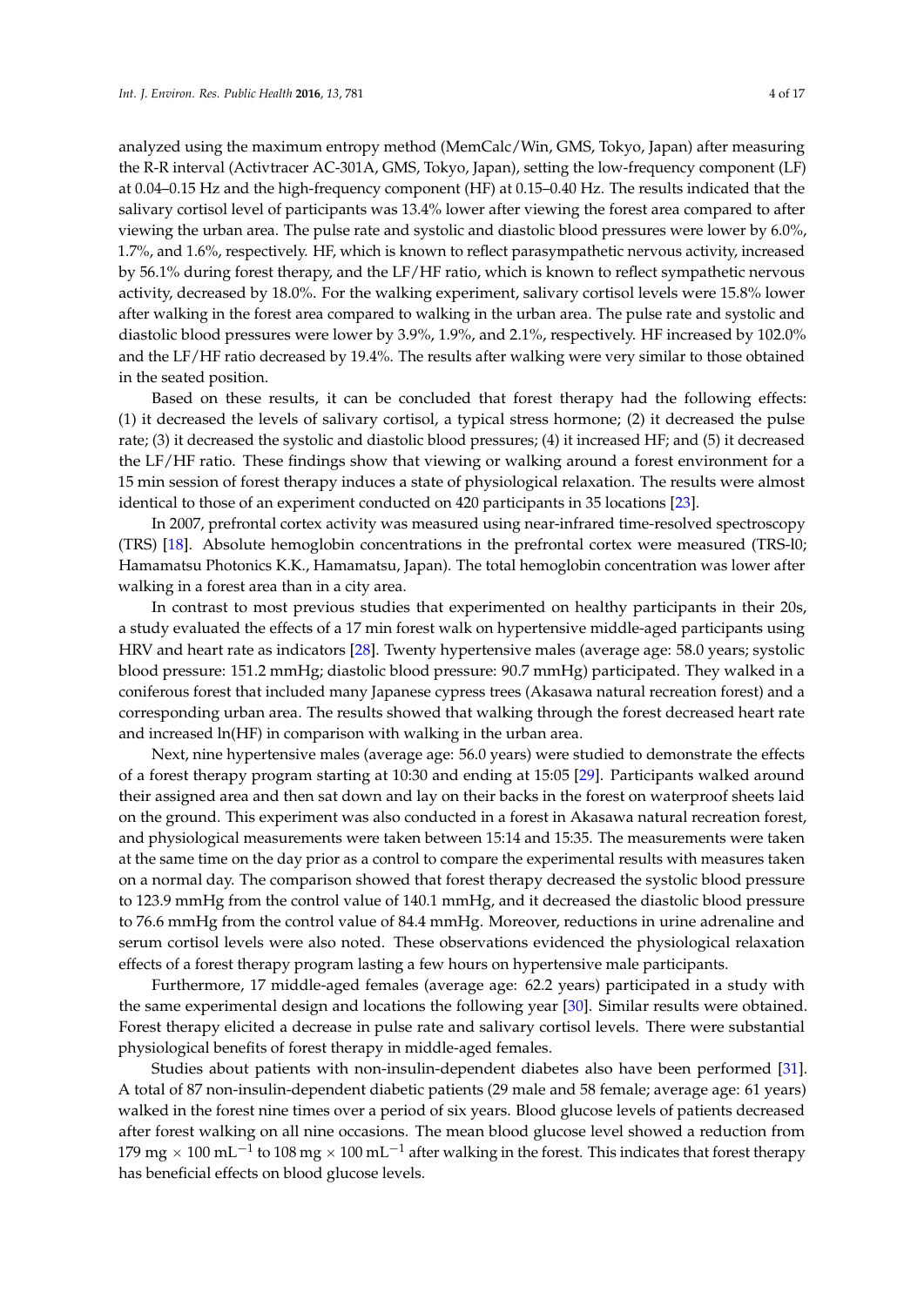analyzed using the maximum entropy method (MemCalc/Win, GMS, Tokyo, Japan) after measuring the R-R interval (Activtracer AC-301A, GMS, Tokyo, Japan), setting the low-frequency component (LF) at 0.04–0.15 Hz and the high-frequency component (HF) at 0.15–0.40 Hz. The results indicated that the salivary cortisol level of participants was 13.4% lower after viewing the forest area compared to after viewing the urban area. The pulse rate and systolic and diastolic blood pressures were lower by 6.0%, 1.7%, and 1.6%, respectively. HF, which is known to reflect parasympathetic nervous activity, increased by 56.1% during forest therapy, and the LF/HF ratio, which is known to reflect sympathetic nervous activity, decreased by 18.0%. For the walking experiment, salivary cortisol levels were 15.8% lower after walking in the forest area compared to walking in the urban area. The pulse rate and systolic and diastolic blood pressures were lower by 3.9%, 1.9%, and 2.1%, respectively. HF increased by 102.0% and the LF/HF ratio decreased by 19.4%. The results after walking were very similar to those obtained in the seated position.

Based on these results, it can be concluded that forest therapy had the following effects: (1) it decreased the levels of salivary cortisol, a typical stress hormone; (2) it decreased the pulse rate; (3) it decreased the systolic and diastolic blood pressures; (4) it increased HF; and (5) it decreased the LF/HF ratio. These findings show that viewing or walking around a forest environment for a 15 min session of forest therapy induces a state of physiological relaxation. The results were almost identical to those of an experiment conducted on 420 participants in 35 locations [23].

In 2007, prefrontal cortex activity was measured using near-infrared time-resolved spectroscopy (TRS) [18]. Absolute hemoglobin concentrations in the prefrontal cortex were measured (TRS-l0; Hamamatsu Photonics K.K., Hamamatsu, Japan). The total hemoglobin concentration was lower after walking in a forest area than in a city area.

In contrast to most previous studies that experimented on healthy participants in their 20s, a study evaluated the effects of a 17 min forest walk on hypertensive middle-aged participants using HRV and heart rate as indicators [28]. Twenty hypertensive males (average age: 58.0 years; systolic blood pressure: 151.2 mmHg; diastolic blood pressure: 90.7 mmHg) participated. They walked in a coniferous forest that included many Japanese cypress trees (Akasawa natural recreation forest) and a corresponding urban area. The results showed that walking through the forest decreased heart rate and increased ln(HF) in comparison with walking in the urban area.

Next, nine hypertensive males (average age: 56.0 years) were studied to demonstrate the effects of a forest therapy program starting at 10:30 and ending at 15:05 [29]. Participants walked around their assigned area and then sat down and lay on their backs in the forest on waterproof sheets laid on the ground. This experiment was also conducted in a forest in Akasawa natural recreation forest, and physiological measurements were taken between 15:14 and 15:35. The measurements were taken at the same time on the day prior as a control to compare the experimental results with measures taken on a normal day. The comparison showed that forest therapy decreased the systolic blood pressure to 123.9 mmHg from the control value of 140.1 mmHg, and it decreased the diastolic blood pressure to 76.6 mmHg from the control value of 84.4 mmHg. Moreover, reductions in urine adrenaline and serum cortisol levels were also noted. These observations evidenced the physiological relaxation effects of a forest therapy program lasting a few hours on hypertensive male participants.

Furthermore, 17 middle-aged females (average age: 62.2 years) participated in a study with the same experimental design and locations the following year [30]. Similar results were obtained. Forest therapy elicited a decrease in pulse rate and salivary cortisol levels. There were substantial physiological benefits of forest therapy in middle-aged females.

Studies about patients with non-insulin-dependent diabetes also have been performed [31]. A total of 87 non-insulin-dependent diabetic patients (29 male and 58 female; average age: 61 years) walked in the forest nine times over a period of six years. Blood glucose levels of patients decreased after forest walking on all nine occasions. The mean blood glucose level showed a reduction from 179 mg $\times$ 100 $mL^{-1}$ to 108 mg $\times$ 100 $mL^{-1}$ after walking in the forest. This indicates that forest therapy has beneficial effects on blood glucose levels.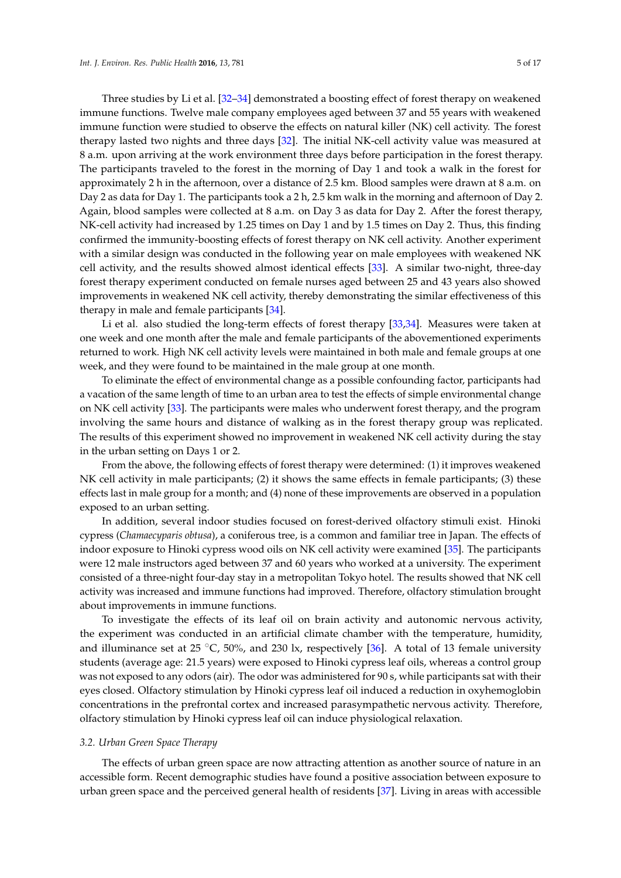Three studies by Li et al. [32–34] demonstrated a boosting effect of forest therapy on weakened immune functions. Twelve male company employees aged between 37 and 55 years with weakened immune function were studied to observe the effects on natural killer (NK) cell activity. The forest therapy lasted two nights and three days [32]. The initial NK-cell activity value was measured at 8 a.m. upon arriving at the work environment three days before participation in the forest therapy. The participants traveled to the forest in the morning of Day 1 and took a walk in the forest for approximately 2 h in the afternoon, over a distance of 2.5 km. Blood samples were drawn at 8 a.m. on Day 2 as data for Day 1. The participants took a 2 h, 2.5 km walk in the morning and afternoon of Day 2. Again, blood samples were collected at 8 a.m. on Day 3 as data for Day 2. After the forest therapy, NK-cell activity had increased by 1.25 times on Day 1 and by 1.5 times on Day 2. Thus, this finding confirmed the immunity-boosting effects of forest therapy on NK cell activity. Another experiment with a similar design was conducted in the following year on male employees with weakened NK cell activity, and the results showed almost identical effects [33]. A similar two-night, three-day forest therapy experiment conducted on female nurses aged between 25 and 43 years also showed improvements in weakened NK cell activity, thereby demonstrating the similar effectiveness of this therapy in male and female participants [34].

Li et al. also studied the long-term effects of forest therapy [33,34]. Measures were taken at one week and one month after the male and female participants of the abovementioned experiments returned to work. High NK cell activity levels were maintained in both male and female groups at one week, and they were found to be maintained in the male group at one month.

To eliminate the effect of environmental change as a possible confounding factor, participants had a vacation of the same length of time to an urban area to test the effects of simple environmental change on NK cell activity [33]. The participants were males who underwent forest therapy, and the program involving the same hours and distance of walking as in the forest therapy group was replicated. The results of this experiment showed no improvement in weakened NK cell activity during the stay in the urban setting on Days 1 or 2.

From the above, the following effects of forest therapy were determined: (1) it improves weakened NK cell activity in male participants; (2) it shows the same effects in female participants; (3) these effects last in male group for a month; and (4) none of these improvements are observed in a population exposed to an urban setting.

In addition, several indoor studies focused on forest-derived olfactory stimuli exist. Hinoki cypress (*Chamaecyparis obtusa*), a coniferous tree, is a common and familiar tree in Japan. The effects of indoor exposure to Hinoki cypress wood oils on NK cell activity were examined [35]. The participants were 12 male instructors aged between 37 and 60 years who worked at a university. The experiment consisted of a three-night four-day stay in a metropolitan Tokyo hotel. The results showed that NK cell activity was increased and immune functions had improved. Therefore, olfactory stimulation brought about improvements in immune functions.

To investigate the effects of its leaf oil on brain activity and autonomic nervous activity, the experiment was conducted in an artificial climate chamber with the temperature, humidity, and illuminance set at 25 °C, 50%, and 230 lx, respectively [36]. A total of 13 female university students (average age: 21.5 years) were exposed to Hinoki cypress leaf oils, whereas a control group was not exposed to any odors (air). The odor was administered for 90 s, while participants sat with their eyes closed. Olfactory stimulation by Hinoki cypress leaf oil induced a reduction in oxyhemoglobin concentrations in the prefrontal cortex and increased parasympathetic nervous activity. Therefore, olfactory stimulation by Hinoki cypress leaf oil can induce physiological relaxation.

### *3.2. Urban Green Space Therapy*

The effects of urban green space are now attracting attention as another source of nature in an accessible form. Recent demographic studies have found a positive association between exposure to urban green space and the perceived general health of residents [37]. Living in areas with accessible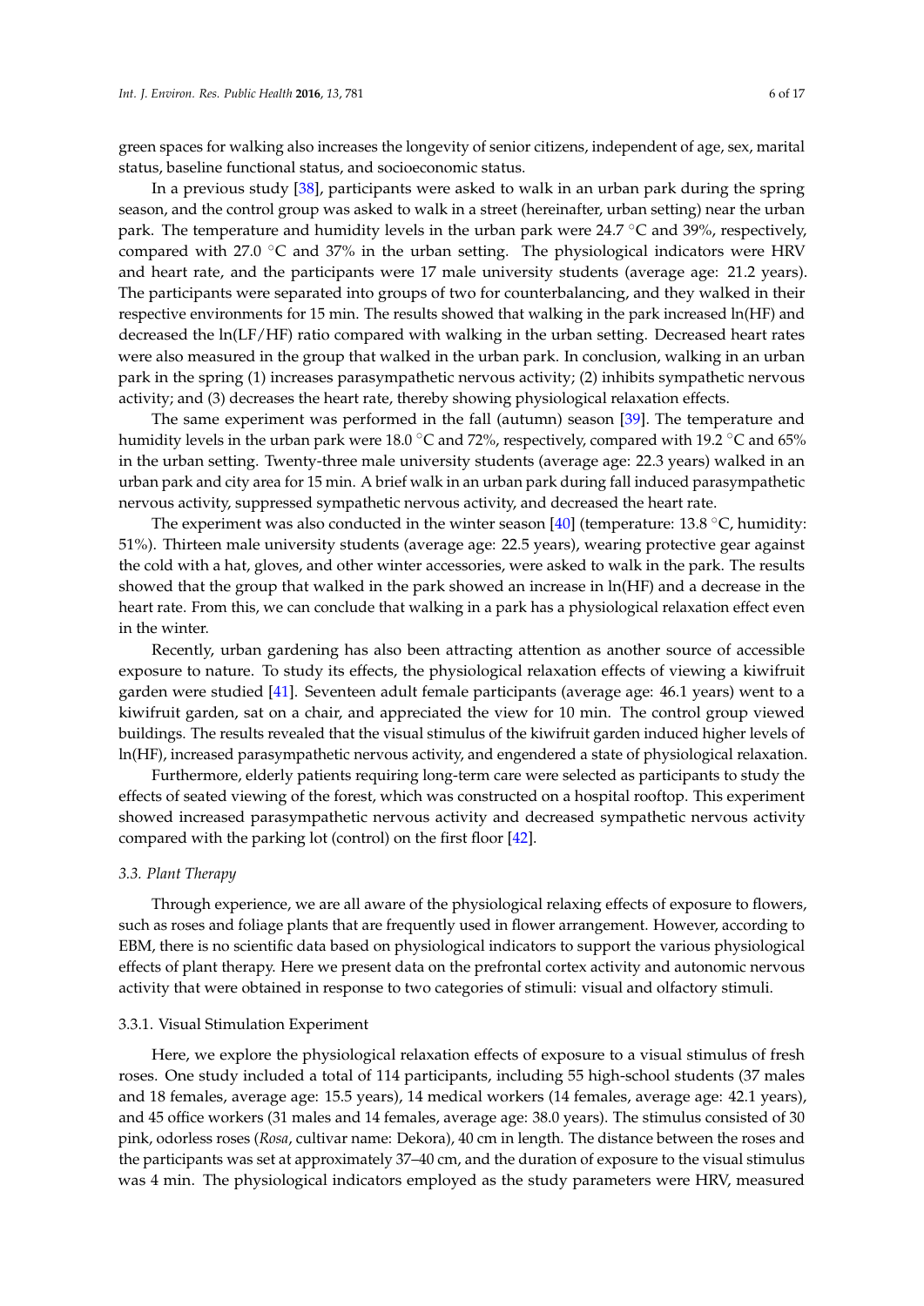green spaces for walking also increases the longevity of senior citizens, independent of age, sex, marital status, baseline functional status, and socioeconomic status.

In a previous study [38], participants were asked to walk in an urban park during the spring season, and the control group was asked to walk in a street (hereinafter, urban setting) near the urban park. The temperature and humidity levels in the urban park were 24.7 °C and 39%, respectively, compared with 27.0 °C and 37% in the urban setting. The physiological indicators were HRV and heart rate, and the participants were 17 male university students (average age: 21.2 years). The participants were separated into groups of two for counterbalancing, and they walked in their respective environments for 15 min. The results showed that walking in the park increased ln(HF) and decreased the ln(LF/HF) ratio compared with walking in the urban setting. Decreased heart rates were also measured in the group that walked in the urban park. In conclusion, walking in an urban park in the spring (1) increases parasympathetic nervous activity; (2) inhibits sympathetic nervous activity; and (3) decreases the heart rate, thereby showing physiological relaxation effects.

The same experiment was performed in the fall (autumn) season [39]. The temperature and humidity levels in the urban park were 18.0 °C and 72%, respectively, compared with 19.2 °C and 65% in the urban setting. Twenty-three male university students (average age: 22.3 years) walked in an urban park and city area for 15 min. A brief walk in an urban park during fall induced parasympathetic nervous activity, suppressed sympathetic nervous activity, and decreased the heart rate.

The experiment was also conducted in the winter season [40] (temperature: 13.8 °C, humidity: 51%). Thirteen male university students (average age: 22.5 years), wearing protective gear against the cold with a hat, gloves, and other winter accessories, were asked to walk in the park. The results showed that the group that walked in the park showed an increase in ln(HF) and a decrease in the heart rate. From this, we can conclude that walking in a park has a physiological relaxation effect even in the winter.

Recently, urban gardening has also been attracting attention as another source of accessible exposure to nature. To study its effects, the physiological relaxation effects of viewing a kiwifruit garden were studied [41]. Seventeen adult female participants (average age: 46.1 years) went to a kiwifruit garden, sat on a chair, and appreciated the view for 10 min. The control group viewed buildings. The results revealed that the visual stimulus of the kiwifruit garden induced higher levels of ln(HF), increased parasympathetic nervous activity, and engendered a state of physiological relaxation.

Furthermore, elderly patients requiring long-term care were selected as participants to study the effects of seated viewing of the forest, which was constructed on a hospital rooftop. This experiment showed increased parasympathetic nervous activity and decreased sympathetic nervous activity compared with the parking lot (control) on the first floor [42].

### *3.3. Plant Therapy*

Through experience, we are all aware of the physiological relaxing effects of exposure to flowers, such as roses and foliage plants that are frequently used in flower arrangement. However, according to EBM, there is no scientific data based on physiological indicators to support the various physiological effects of plant therapy. Here we present data on the prefrontal cortex activity and autonomic nervous activity that were obtained in response to two categories of stimuli: visual and olfactory stimuli.

#### 3.3.1. Visual Stimulation Experiment

Here, we explore the physiological relaxation effects of exposure to a visual stimulus of fresh roses. One study included a total of 114 participants, including 55 high-school students (37 males and 18 females, average age: 15.5 years), 14 medical workers (14 females, average age: 42.1 years), and 45 office workers (31 males and 14 females, average age: 38.0 years). The stimulus consisted of 30 pink, odorless roses (*Rosa*, cultivar name: Dekora), 40 cm in length. The distance between the roses and the participants was set at approximately 37–40 cm, and the duration of exposure to the visual stimulus was 4 min. The physiological indicators employed as the study parameters were HRV, measured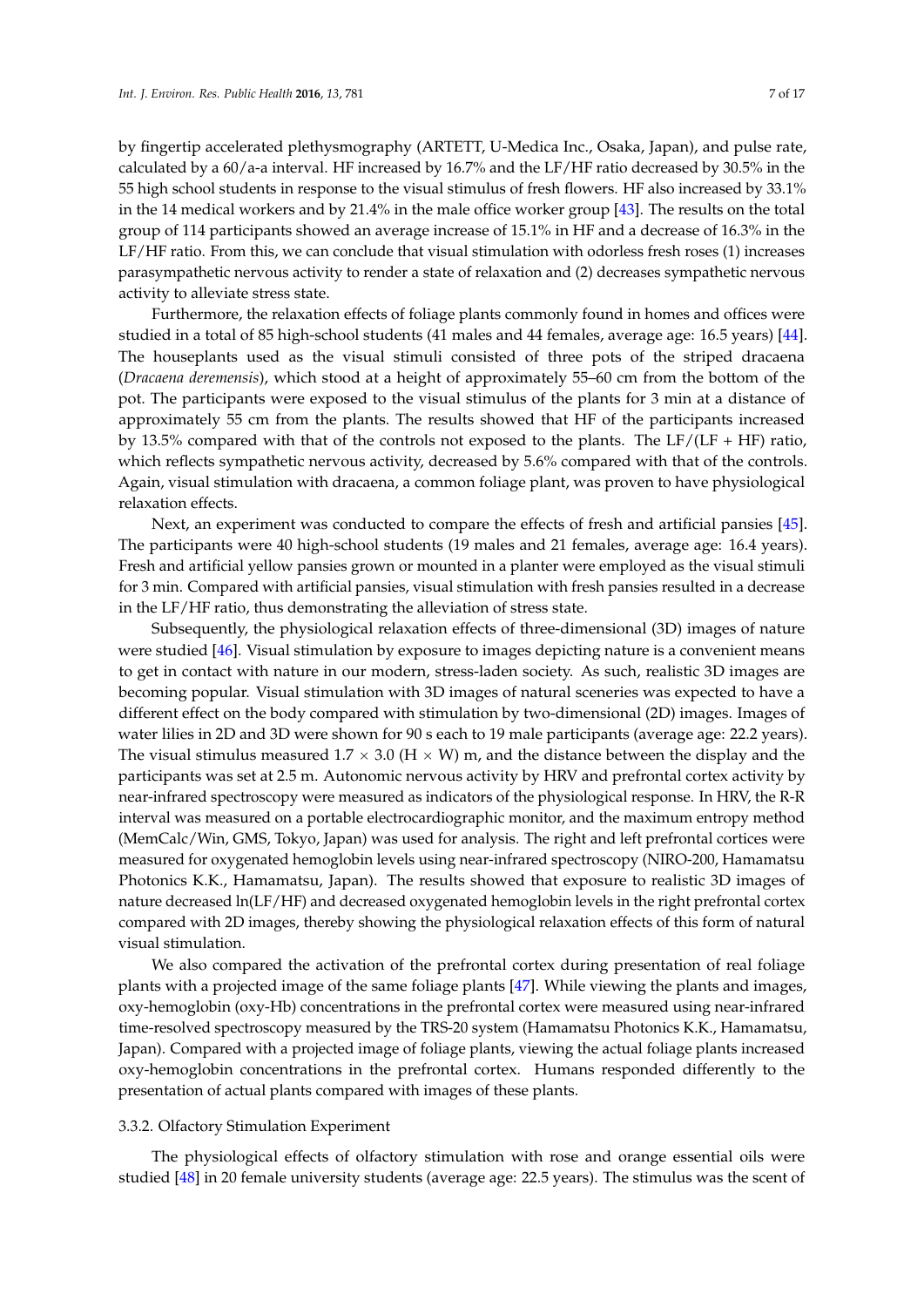by fingertip accelerated plethysmography (ARTETT, U-Medica Inc., Osaka, Japan), and pulse rate, calculated by a 60/a-a interval. HF increased by 16.7% and the LF/HF ratio decreased by 30.5% in the 55 high school students in response to the visual stimulus of fresh flowers. HF also increased by 33.1% in the 14 medical workers and by 21.4% in the male office worker group [43]. The results on the total group of 114 participants showed an average increase of 15.1% in HF and a decrease of 16.3% in the LF/HF ratio. From this, we can conclude that visual stimulation with odorless fresh roses (1) increases parasympathetic nervous activity to render a state of relaxation and (2) decreases sympathetic nervous activity to alleviate stress state.

Furthermore, the relaxation effects of foliage plants commonly found in homes and offices were studied in a total of 85 high-school students (41 males and 44 females, average age: 16.5 years) [44]. The houseplants used as the visual stimuli consisted of three pots of the striped dracaena (*Dracaena deremensis*), which stood at a height of approximately 55–60 cm from the bottom of the pot. The participants were exposed to the visual stimulus of the plants for 3 min at a distance of approximately 55 cm from the plants. The results showed that HF of the participants increased by 13.5% compared with that of the controls not exposed to the plants. The LF/(LF + HF) ratio, which reflects sympathetic nervous activity, decreased by 5.6% compared with that of the controls. Again, visual stimulation with dracaena, a common foliage plant, was proven to have physiological relaxation effects.

Next, an experiment was conducted to compare the effects of fresh and artificial pansies [45]. The participants were 40 high-school students (19 males and 21 females, average age: 16.4 years). Fresh and artificial yellow pansies grown or mounted in a planter were employed as the visual stimuli for 3 min. Compared with artificial pansies, visual stimulation with fresh pansies resulted in a decrease in the LF/HF ratio, thus demonstrating the alleviation of stress state.

Subsequently, the physiological relaxation effects of three-dimensional (3D) images of nature were studied [46]. Visual stimulation by exposure to images depicting nature is a convenient means to get in contact with nature in our modern, stress-laden society. As such, realistic 3D images are becoming popular. Visual stimulation with 3D images of natural sceneries was expected to have a different effect on the body compared with stimulation by two-dimensional (2D) images. Images of water lilies in 2D and 3D were shown for 90 s each to 19 male participants (average age: 22.2 years). The visual stimulus measured $1.7 \times 3.0$ (H $\times$ W) m, and the distance between the display and the participants was set at 2.5 m. Autonomic nervous activity by HRV and prefrontal cortex activity by near-infrared spectroscopy were measured as indicators of the physiological response. In HRV, the R-R interval was measured on a portable electrocardiographic monitor, and the maximum entropy method (MemCalc/Win, GMS, Tokyo, Japan) was used for analysis. The right and left prefrontal cortices were measured for oxygenated hemoglobin levels using near-infrared spectroscopy (NIRO-200, Hamamatsu Photonics K.K., Hamamatsu, Japan). The results showed that exposure to realistic 3D images of nature decreased ln(LF/HF) and decreased oxygenated hemoglobin levels in the right prefrontal cortex compared with 2D images, thereby showing the physiological relaxation effects of this form of natural visual stimulation.

We also compared the activation of the prefrontal cortex during presentation of real foliage plants with a projected image of the same foliage plants [47]. While viewing the plants and images, oxy-hemoglobin (oxy-Hb) concentrations in the prefrontal cortex were measured using near-infrared time-resolved spectroscopy measured by the TRS-20 system (Hamamatsu Photonics K.K., Hamamatsu, Japan). Compared with a projected image of foliage plants, viewing the actual foliage plants increased oxy-hemoglobin concentrations in the prefrontal cortex. Humans responded differently to the presentation of actual plants compared with images of these plants.

#### 3.3.2. Olfactory Stimulation Experiment

The physiological effects of olfactory stimulation with rose and orange essential oils were studied [48] in 20 female university students (average age: 22.5 years). The stimulus was the scent of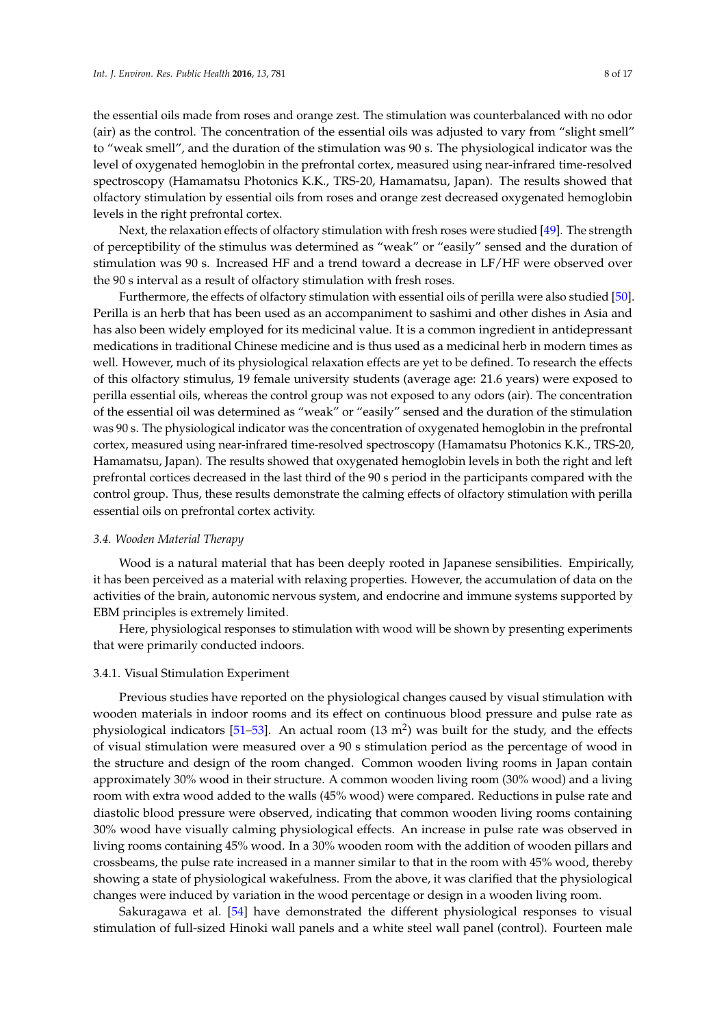the essential oils made from roses and orange zest. The stimulation was counterbalanced with no odor (air) as the control. The concentration of the essential oils was adjusted to vary from "slight smell" to "weak smell", and the duration of the stimulation was 90 s. The physiological indicator was the level of oxygenated hemoglobin in the prefrontal cortex, measured using near-infrared time-resolved spectroscopy (Hamamatsu Photonics K.K., TRS-20, Hamamatsu, Japan). The results showed that olfactory stimulation by essential oils from roses and orange zest decreased oxygenated hemoglobin levels in the right prefrontal cortex.

Next, the relaxation effects of olfactory stimulation with fresh roses were studied [49]. The strength of perceptibility of the stimulus was determined as "weak" or "easily" sensed and the duration of stimulation was 90 s. Increased HF and a trend toward a decrease in LF/HF were observed over the 90 s interval as a result of olfactory stimulation with fresh roses.

Furthermore, the effects of olfactory stimulation with essential oils of perilla were also studied [50]. Perilla is an herb that has been used as an accompaniment to sashimi and other dishes in Asia and has also been widely employed for its medicinal value. It is a common ingredient in antidepressant medications in traditional Chinese medicine and is thus used as a medicinal herb in modern times as well. However, much of its physiological relaxation effects are yet to be defined. To research the effects of this olfactory stimulus, 19 female university students (average age: 21.6 years) were exposed to perilla essential oils, whereas the control group was not exposed to any odors (air). The concentration of the essential oil was determined as "weak" or "easily" sensed and the duration of the stimulation was 90 s. The physiological indicator was the concentration of oxygenated hemoglobin in the prefrontal cortex, measured using near-infrared time-resolved spectroscopy (Hamamatsu Photonics K.K., TRS-20, Hamamatsu, Japan). The results showed that oxygenated hemoglobin levels in both the right and left prefrontal cortices decreased in the last third of the 90 s period in the participants compared with the control group. Thus, these results demonstrate the calming effects of olfactory stimulation with perilla essential oils on prefrontal cortex activity.

### *3.4. Wooden Material Therapy*

Wood is a natural material that has been deeply rooted in Japanese sensibilities. Empirically, it has been perceived as a material with relaxing properties. However, the accumulation of data on the activities of the brain, autonomic nervous system, and endocrine and immune systems supported by EBM principles is extremely limited.

Here, physiological responses to stimulation with wood will be shown by presenting experiments that were primarily conducted indoors.

#### 3.4.1. Visual Stimulation Experiment

Previous studies have reported on the physiological changes caused by visual stimulation with wooden materials in indoor rooms and its effect on continuous blood pressure and pulse rate as physiological indicators [51–53]. An actual room (13 $m^2$) was built for the study, and the effects of visual stimulation were measured over a 90 s stimulation period as the percentage of wood in the structure and design of the room changed. Common wooden living rooms in Japan contain approximately 30% wood in their structure. A common wooden living room (30% wood) and a living room with extra wood added to the walls (45% wood) were compared. Reductions in pulse rate and diastolic blood pressure were observed, indicating that common wooden living rooms containing 30% wood have visually calming physiological effects. An increase in pulse rate was observed in living rooms containing 45% wood. In a 30% wooden room with the addition of wooden pillars and crossbeams, the pulse rate increased in a manner similar to that in the room with 45% wood, thereby showing a state of physiological wakefulness. From the above, it was clarified that the physiological changes were induced by variation in the wood percentage or design in a wooden living room.

Sakuragawa et al. [54] have demonstrated the different physiological responses to visual stimulation of full-sized Hinoki wall panels and a white steel wall panel (control). Fourteen male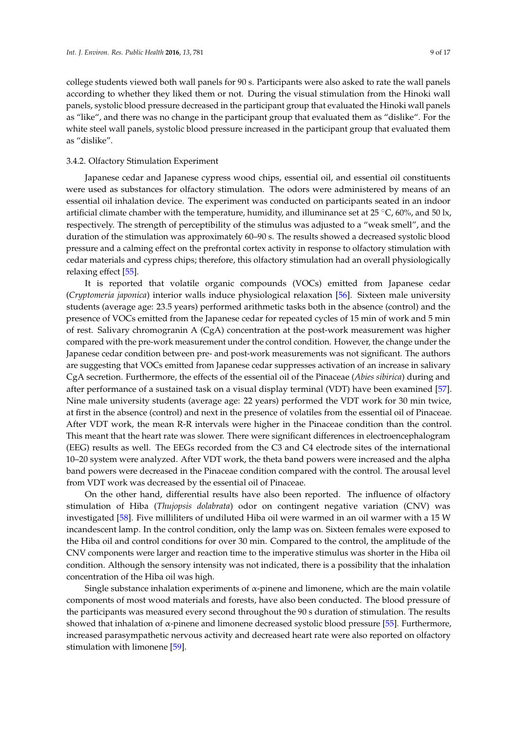college students viewed both wall panels for 90 s. Participants were also asked to rate the wall panels according to whether they liked them or not. During the visual stimulation from the Hinoki wall panels, systolic blood pressure decreased in the participant group that evaluated the Hinoki wall panels as "like", and there was no change in the participant group that evaluated them as "dislike". For the white steel wall panels, systolic blood pressure increased in the participant group that evaluated them as "dislike".

### 3.4.2. Olfactory Stimulation Experiment

Japanese cedar and Japanese cypress wood chips, essential oil, and essential oil constituents were used as substances for olfactory stimulation. The odors were administered by means of an essential oil inhalation device. The experiment was conducted on participants seated in an indoor artificial climate chamber with the temperature, humidity, and illuminance set at 25 °C, 60%, and 50 lx, respectively. The strength of perceptibility of the stimulus was adjusted to a "weak smell", and the duration of the stimulation was approximately 60–90 s. The results showed a decreased systolic blood pressure and a calming effect on the prefrontal cortex activity in response to olfactory stimulation with cedar materials and cypress chips; therefore, this olfactory stimulation had an overall physiologically relaxing effect [55].

It is reported that volatile organic compounds (VOCs) emitted from Japanese cedar (*Cryptomeria japonica*) interior walls induce physiological relaxation [56]. Sixteen male university students (average age: 23.5 years) performed arithmetic tasks both in the absence (control) and the presence of VOCs emitted from the Japanese cedar for repeated cycles of 15 min of work and 5 min of rest. Salivary chromogranin A (CgA) concentration at the post-work measurement was higher compared with the pre-work measurement under the control condition. However, the change under the Japanese cedar condition between pre- and post-work measurements was not significant. The authors are suggesting that VOCs emitted from Japanese cedar suppresses activation of an increase in salivary CgA secretion. Furthermore, the effects of the essential oil of the Pinaceae (*Abies sibirica*) during and after performance of a sustained task on a visual display terminal (VDT) have been examined [57]. Nine male university students (average age: 22 years) performed the VDT work for 30 min twice, at first in the absence (control) and next in the presence of volatiles from the essential oil of Pinaceae. After VDT work, the mean R-R intervals were higher in the Pinaceae condition than the control. This meant that the heart rate was slower. There were significant differences in electroencephalogram (EEG) results as well. The EEGs recorded from the C3 and C4 electrode sites of the international 10–20 system were analyzed. After VDT work, the theta band powers were increased and the alpha band powers were decreased in the Pinaceae condition compared with the control. The arousal level from VDT work was decreased by the essential oil of Pinaceae.

On the other hand, differential results have also been reported. The influence of olfactory stimulation of Hiba (*Thujopsis dolabrata*) odor on contingent negative variation (CNV) was investigated [58]. Five milliliters of undiluted Hiba oil were warmed in an oil warmer with a 15 W incandescent lamp. In the control condition, only the lamp was on. Sixteen females were exposed to the Hiba oil and control conditions for over 30 min. Compared to the control, the amplitude of the CNV components were larger and reaction time to the imperative stimulus was shorter in the Hiba oil condition. Although the sensory intensity was not indicated, there is a possibility that the inhalation concentration of the Hiba oil was high.

Single substance inhalation experiments of α-pinene and limonene, which are the main volatile components of most wood materials and forests, have also been conducted. The blood pressure of the participants was measured every second throughout the 90 s duration of stimulation. The results showed that inhalation of α-pinene and limonene decreased systolic blood pressure [55]. Furthermore, increased parasympathetic nervous activity and decreased heart rate were also reported on olfactory stimulation with limonene [59].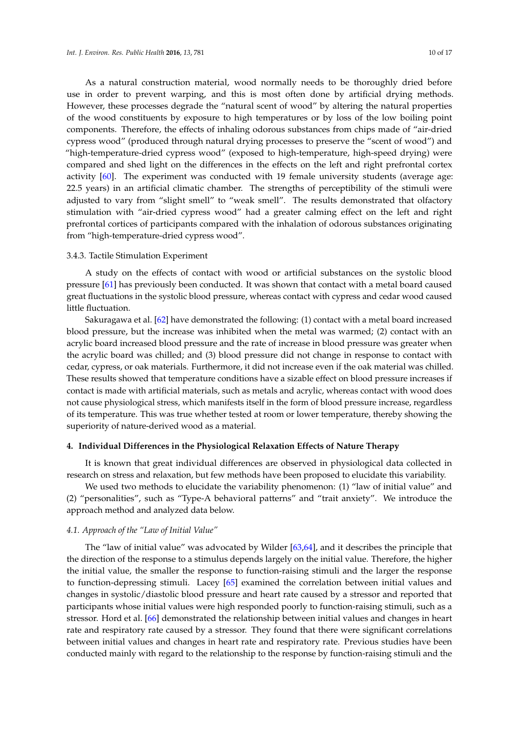As a natural construction material, wood normally needs to be thoroughly dried before use in order to prevent warping, and this is most often done by artificial drying methods. However, these processes degrade the "natural scent of wood" by altering the natural properties of the wood constituents by exposure to high temperatures or by loss of the low boiling point components. Therefore, the effects of inhaling odorous substances from chips made of "air-dried cypress wood" (produced through natural drying processes to preserve the "scent of wood") and "high-temperature-dried cypress wood" (exposed to high-temperature, high-speed drying) were compared and shed light on the differences in the effects on the left and right prefrontal cortex activity [60]. The experiment was conducted with 19 female university students (average age: 22.5 years) in an artificial climatic chamber. The strengths of perceptibility of the stimuli were adjusted to vary from "slight smell" to "weak smell". The results demonstrated that olfactory stimulation with "air-dried cypress wood" had a greater calming effect on the left and right prefrontal cortices of participants compared with the inhalation of odorous substances originating from "high-temperature-dried cypress wood".

#### 3.4.3. Tactile Stimulation Experiment

A study on the effects of contact with wood or artificial substances on the systolic blood pressure [61] has previously been conducted. It was shown that contact with a metal board caused great fluctuations in the systolic blood pressure, whereas contact with cypress and cedar wood caused little fluctuation.

Sakuragawa et al. [62] have demonstrated the following: (1) contact with a metal board increased blood pressure, but the increase was inhibited when the metal was warmed; (2) contact with an acrylic board increased blood pressure and the rate of increase in blood pressure was greater when the acrylic board was chilled; and (3) blood pressure did not change in response to contact with cedar, cypress, or oak materials. Furthermore, it did not increase even if the oak material was chilled. These results showed that temperature conditions have a sizable effect on blood pressure increases if contact is made with artificial materials, such as metals and acrylic, whereas contact with wood does not cause physiological stress, which manifests itself in the form of blood pressure increase, regardless of its temperature. This was true whether tested at room or lower temperature, thereby showing the superiority of nature-derived wood as a material.

## 4. Individual Differences in the Physiological Relaxation Effects of Nature Therapy

It is known that great individual differences are observed in physiological data collected in research on stress and relaxation, but few methods have been proposed to elucidate this variability.

We used two methods to elucidate the variability phenomenon: (1) "law of initial value" and (2) "personalities", such as "Type-A behavioral patterns" and "trait anxiety". We introduce the approach method and analyzed data below.

### *4.1. Approach of the "Law of Initial Value"*

The "law of initial value" was advocated by Wilder [63,64], and it describes the principle that the direction of the response to a stimulus depends largely on the initial value. Therefore, the higher the initial value, the smaller the response to function-raising stimuli and the larger the response to function-depressing stimuli. Lacey [65] examined the correlation between initial values and changes in systolic/diastolic blood pressure and heart rate caused by a stressor and reported that participants whose initial values were high responded poorly to function-raising stimuli, such as a stressor. Hord et al. [66] demonstrated the relationship between initial values and changes in heart rate and respiratory rate caused by a stressor. They found that there were significant correlations between initial values and changes in heart rate and respiratory rate. Previous studies have been conducted mainly with regard to the relationship to the response by function-raising stimuli and the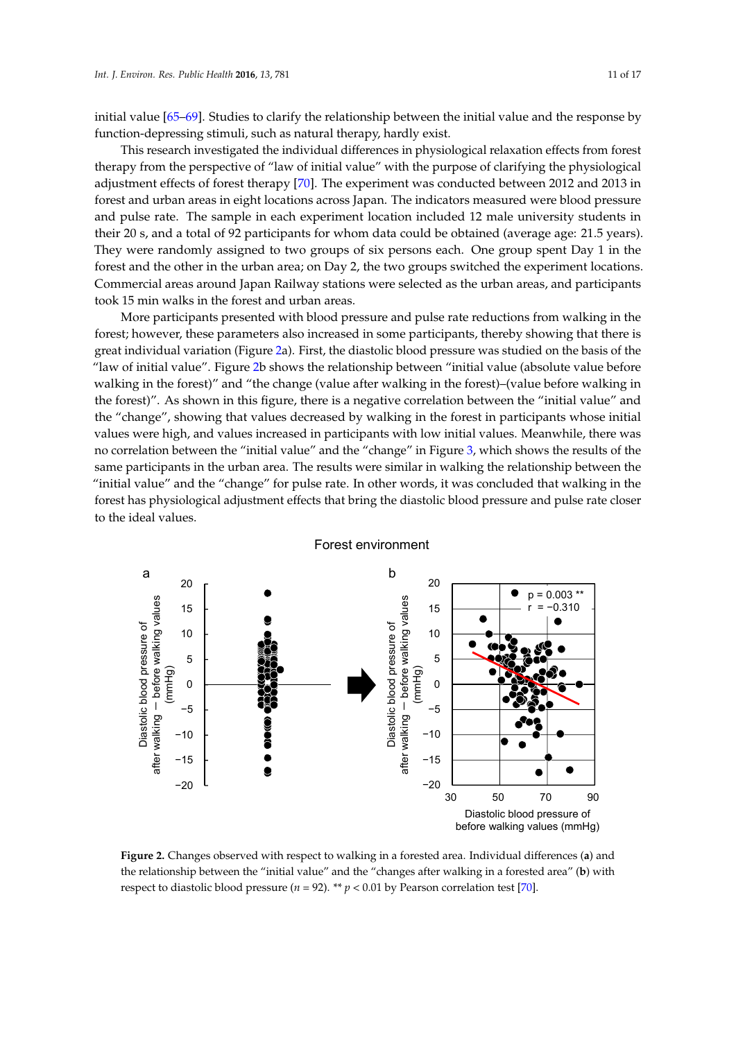initial value [65–69]. Studies to clarify the relationship between the initial value and the response by function-depressing stimuli, such as natural therapy, hardly exist.

This research investigated the individual differences in physiological relaxation effects from forest therapy from the perspective of "law of initial value" with the purpose of clarifying the physiological adjustment effects of forest therapy [70]. The experiment was conducted between 2012 and 2013 in forest and urban areas in eight locations across Japan. The indicators measured were blood pressure and pulse rate. The sample in each experiment location included 12 male university students in their 20 s, and a total of 92 participants for whom data could be obtained (average age: 21.5 years). They were randomly assigned to two groups of six persons each. One group spent Day 1 in the forest and the other in the urban area; on Day 2, the two groups switched the experiment locations. Commercial areas around Japan Railway stations were selected as the urban areas, and participants took 15 min walks in the forest and urban areas.

More participants presented with blood pressure and pulse rate reductions from walking in the forest; however, these parameters also increased in some participants, thereby showing that there is great individual variation (Figure 2a). First, the diastolic blood pressure was studied on the basis of the "law of initial value". Figure 2b shows the relationship between "initial value (absolute value before walking in the forest)" and "the change (value after walking in the forest)–(value before walking in the forest)". As shown in this figure, there is a negative correlation between the "initial value" and the "change", showing that values decreased by walking in the forest in participants whose initial values were high, and values increased in participants with low initial values. Meanwhile, there was no correlation between the "initial value" and the "change" in Figure 3, which shows the results of the same participants in the urban area. The results were similar in walking the relationship between the "initial value" and the "change" for pulse rate. In other words, it was concluded that walking in the forest has physiological adjustment effects that bring the diastolic blood pressure and pulse rate closer to the ideal values.

**Figure 2.** Changes observed with respect to walking in a forested area. Individual differences (**a**) and the relationship between the "initial value" and the "changes after walking in a forested area" (**b**) with respect to diastolic blood pressure ($n$ = 92). ** $p < 0.01$ by Pearson correlation test [70].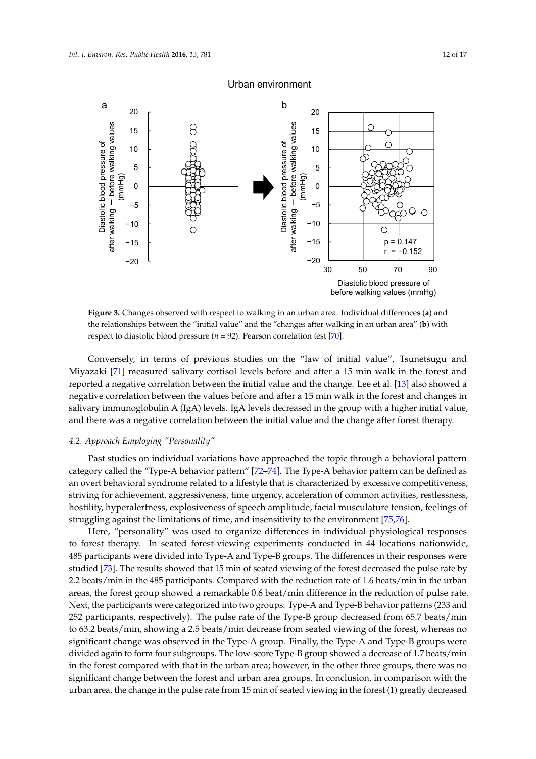**Figure 3.** Changes observed with respect to walking in an urban area. Individual differences (**a**) and the relationships between the "initial value" and the "changes after walking in an urban area" (**b**) with respect to diastolic blood pressure ($n$ = 92). Pearson correlation test [70].

Conversely, in terms of previous studies on the "law of initial value", Tsunetsugu and Miyazaki [71] measured salivary cortisol levels before and after a 15 min walk in the forest and reported a negative correlation between the initial value and the change. Lee et al. [13] also showed a negative correlation between the values before and after a 15 min walk in the forest and changes in salivary immunoglobulin A (IgA) levels. IgA levels decreased in the group with a higher initial value, and there was a negative correlation between the initial value and the change after forest therapy.

### *4.2. Approach Employing "Personality"*

Past studies on individual variations have approached the topic through a behavioral pattern category called the "Type-A behavior pattern" [72–74]. The Type-A behavior pattern can be defined as an overt behavioral syndrome related to a lifestyle that is characterized by excessive competitiveness, striving for achievement, aggressiveness, time urgency, acceleration of common activities, restlessness, hostility, hyperalertness, explosiveness of speech amplitude, facial musculature tension, feelings of struggling against the limitations of time, and insensitivity to the environment [75,76].

Here, "personality" was used to organize differences in individual physiological responses to forest therapy. In seated forest-viewing experiments conducted in 44 locations nationwide, 485 participants were divided into Type-A and Type-B groups. The differences in their responses were studied [73]. The results showed that 15 min of seated viewing of the forest decreased the pulse rate by 2.2 beats/min in the 485 participants. Compared with the reduction rate of 1.6 beats/min in the urban areas, the forest group showed a remarkable 0.6 beat/min difference in the reduction of pulse rate. Next, the participants were categorized into two groups: Type-A and Type-B behavior patterns (233 and 252 participants, respectively). The pulse rate of the Type-B group decreased from 65.7 beats/min to 63.2 beats/min, showing a 2.5 beats/min decrease from seated viewing of the forest, whereas no significant change was observed in the Type-A group. Finally, the Type-A and Type-B groups were divided again to form four subgroups. The low-score Type-B group showed a decrease of 1.7 beats/min in the forest compared with that in the urban area; however, in the other three groups, there was no significant change between the forest and urban area groups. In conclusion, in comparison with the urban area, the change in the pulse rate from 15 min of seated viewing in the forest (1) greatly decreased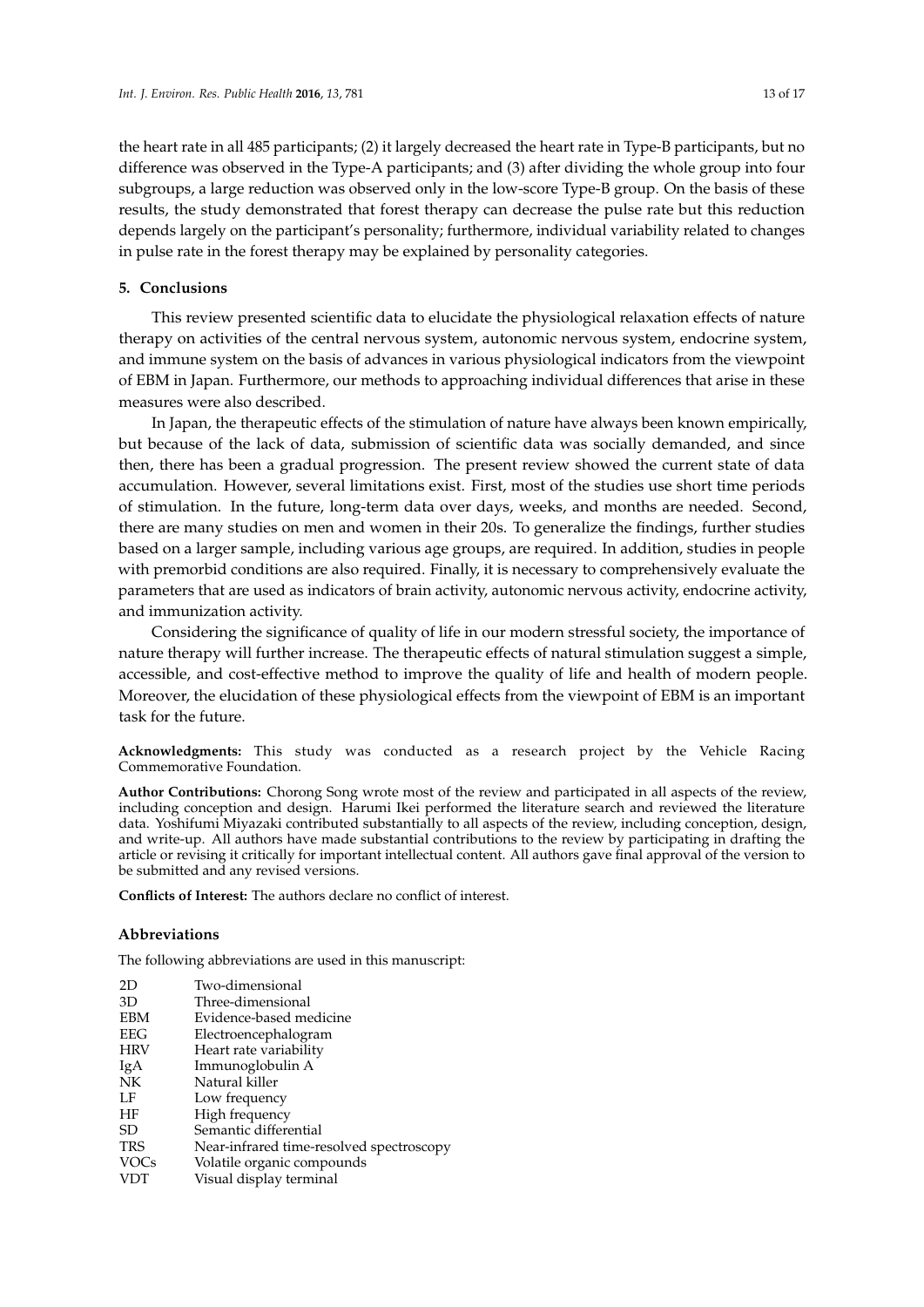the heart rate in all 485 participants; (2) it largely decreased the heart rate in Type-B participants, but no difference was observed in the Type-A participants; and (3) after dividing the whole group into four subgroups, a large reduction was observed only in the low-score Type-B group. On the basis of these results, the study demonstrated that forest therapy can decrease the pulse rate but this reduction depends largely on the participant's personality; furthermore, individual variability related to changes in pulse rate in the forest therapy may be explained by personality categories.

## 5. Conclusions

This review presented scientific data to elucidate the physiological relaxation effects of nature therapy on activities of the central nervous system, autonomic nervous system, endocrine system, and immune system on the basis of advances in various physiological indicators from the viewpoint of EBM in Japan. Furthermore, our methods to approaching individual differences that arise in these measures were also described.

In Japan, the therapeutic effects of the stimulation of nature have always been known empirically, but because of the lack of data, submission of scientific data was socially demanded, and since then, there has been a gradual progression. The present review showed the current state of data accumulation. However, several limitations exist. First, most of the studies use short time periods of stimulation. In the future, long-term data over days, weeks, and months are needed. Second, there are many studies on men and women in their 20s. To generalize the findings, further studies based on a larger sample, including various age groups, are required. In addition, studies in people with premorbid conditions are also required. Finally, it is necessary to comprehensively evaluate the parameters that are used as indicators of brain activity, autonomic nervous activity, endocrine activity, and immunization activity.

Considering the significance of quality of life in our modern stressful society, the importance of nature therapy will further increase. The therapeutic effects of natural stimulation suggest a simple, accessible, and cost-effective method to improve the quality of life and health of modern people. Moreover, the elucidation of these physiological effects from the viewpoint of EBM is an important task for the future.

**Acknowledgments:** This study was conducted as a research project by the Vehicle Racing Commemorative Foundation.

**Author Contributions:** Chorong Song wrote most of the review and participated in all aspects of the review, including conception and design. Harumi Ikei performed the literature search and reviewed the literature data. Yoshifumi Miyazaki contributed substantially to all aspects of the review, including conception, design, and write-up. All authors have made substantial contributions to the review by participating in drafting the article or revising it critically for important intellectual content. All authors gave final approval of the version to be submitted and any revised versions.

**Conflicts of Interest:** The authors declare no conflict of interest.

### Abbreviations

The following abbreviations are used in this manuscript:

| | |
|---|---|
| 2D | Two-dimensional |
| 3D | Three-dimensional |
| EBM | Evidence-based medicine |
| EEG | Electroencephalogram |
| HRV | Heart rate variability |
| IgA | Immunoglobulin A |
| NK | Natural killer |
| LF | Low frequency |
| HF | High frequency |
| SD | Semantic differential |
| TRS | Near-infrared time-resolved spectroscopy |
| VOCs | Volatile organic compounds |
| VDT | Visual display terminal |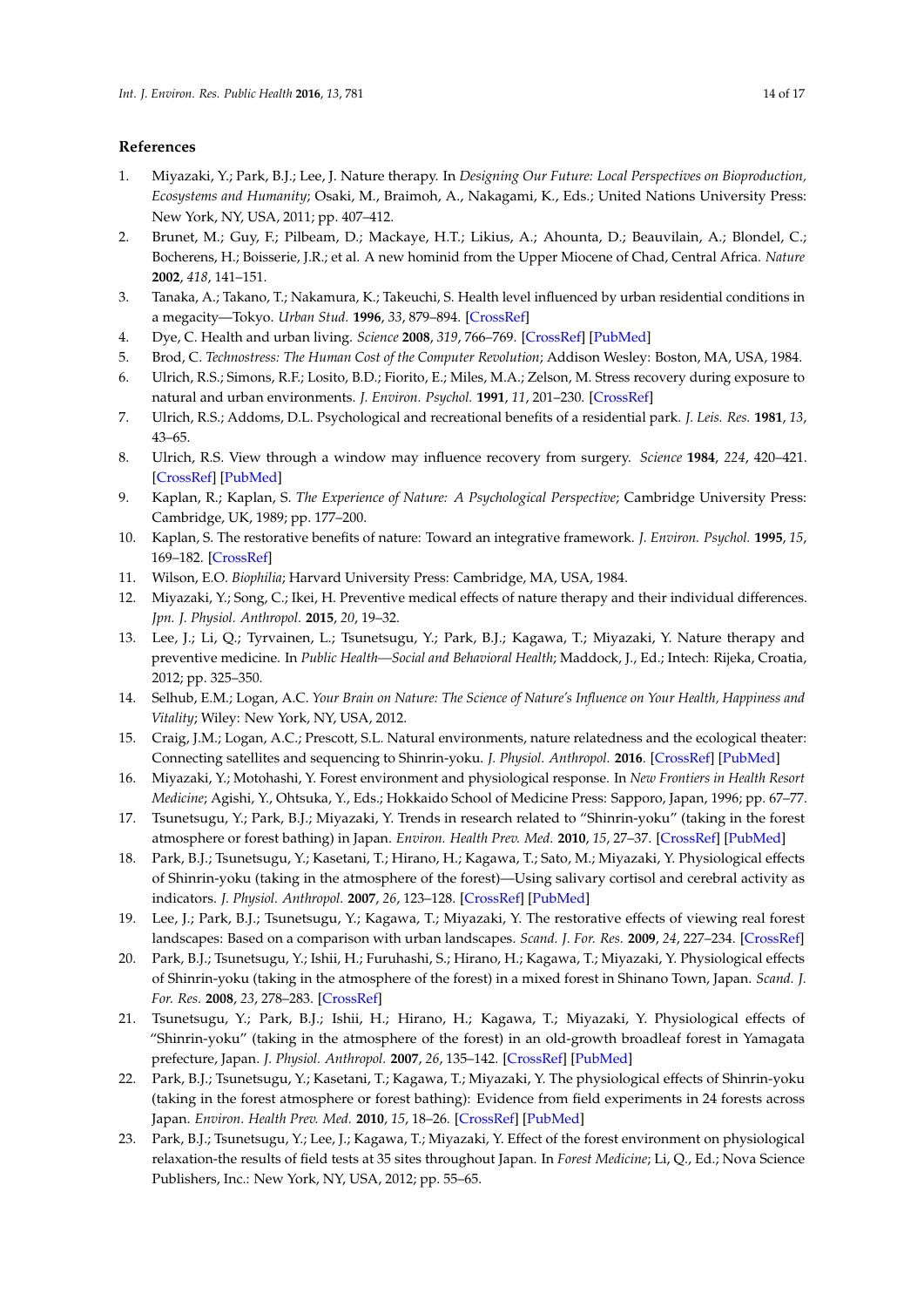## References

1. Miyazaki, Y.; Park, B.J.; Lee, J. Nature therapy. In *Designing Our Future: Local Perspectives on Bioproduction, Ecosystems and Humanity*; Osaki, M., Braimoh, A., Nakagami, K., Eds.; United Nations University Press: New York, NY, USA, 2011; pp. 407–412.
2. Brunet, M.; Guy, F.; Pilbeam, D.; Mackaye, H.T.; Likius, A.; Ahounta, D.; Beauvilain, A.; Blondel, C.; Bocherens, H.; Boisserie, J.R.; et al. A new hominid from the Upper Miocene of Chad, Central Africa. *Nature* **2002**, *418*, 141–151.
3. Tanaka, A.; Takano, T.; Nakamura, K.; Takeuchi, S. Health level influenced by urban residential conditions in a megacity—Tokyo. *Urban Stud.* **1996**, *33*, 879–894. [CrossRef]
4. Dye, C. Health and urban living. *Science* **2008**, *319*, 766–769. [CrossRef] [PubMed]
5. Brod, C. *Technostress: The Human Cost of the Computer Revolution*; Addison Wesley: Boston, MA, USA, 1984.
6. Ulrich, R.S.; Simons, R.F.; Losito, B.D.; Fiorito, E.; Miles, M.A.; Zelson, M. Stress recovery during exposure to natural and urban environments. *J. Environ. Psychol.* **1991**, *11*, 201–230. [CrossRef]
7. Ulrich, R.S.; Addoms, D.L. Psychological and recreational benefits of a residential park. *J. Leis. Res.* **1981**, *13*, 43–65.
8. Ulrich, R.S. View through a window may influence recovery from surgery. *Science* **1984**, *224*, 420–421. [CrossRef] [PubMed]
9. Kaplan, R.; Kaplan, S. *The Experience of Nature: A Psychological Perspective*; Cambridge University Press: Cambridge, UK, 1989; pp. 177–200.
10. Kaplan, S. The restorative benefits of nature: Toward an integrative framework. *J. Environ. Psychol.* **1995**, *15*, 169–182. [CrossRef]
11. Wilson, E.O. *Biophilia*; Harvard University Press: Cambridge, MA, USA, 1984.
12. Miyazaki, Y.; Song, C.; Ikei, H. Preventive medical effects of nature therapy and their individual differences. *Jpn. J. Physiol. Anthropol.* **2015**, *20*, 19–32.
13. Lee, J.; Li, Q.; Tyrvainen, L.; Tsunetsugu, Y.; Park, B.J.; Kagawa, T.; Miyazaki, Y. Nature therapy and preventive medicine. In *Public Health—Social and Behavioral Health*; Maddock, J., Ed.; Intech: Rijeka, Croatia, 2012; pp. 325–350.
14. Selhub, E.M.; Logan, A.C. *Your Brain on Nature: The Science of Nature's Influence on Your Health, Happiness and Vitality*; Wiley: New York, NY, USA, 2012.
15. Craig, J.M.; Logan, A.C.; Prescott, S.L. Natural environments, nature relatedness and the ecological theater: Connecting satellites and sequencing to Shinrin-yoku. *J. Physiol. Anthropol.* **2016**. [CrossRef] [PubMed]
16. Miyazaki, Y.; Motohashi, Y. Forest environment and physiological response. In *New Frontiers in Health Resort Medicine*; Agishi, Y., Ohtsuka, Y., Eds.; Hokkaido School of Medicine Press: Sapporo, Japan, 1996; pp. 67–77.
17. Tsunetsugu, Y.; Park, B.J.; Miyazaki, Y. Trends in research related to "Shinrin-yoku" (taking in the forest atmosphere or forest bathing) in Japan. *Environ. Health Prev. Med.* **2010**, *15*, 27–37. [CrossRef] [PubMed]
18. Park, B.J.; Tsunetsugu, Y.; Kasetani, T.; Hirano, H.; Kagawa, T.; Sato, M.; Miyazaki, Y. Physiological effects of Shinrin-yoku (taking in the atmosphere of the forest)—Using salivary cortisol and cerebral activity as indicators. *J. Physiol. Anthropol.* **2007**, *26*, 123–128. [CrossRef] [PubMed]
19. Lee, J.; Park, B.J.; Tsunetsugu, Y.; Kagawa, T.; Miyazaki, Y. The restorative effects of viewing real forest landscapes: Based on a comparison with urban landscapes. *Scand. J. For. Res.* **2009**, *24*, 227–234. [CrossRef]
20. Park, B.J.; Tsunetsugu, Y.; Ishii, H.; Furuhashi, S.; Hirano, H.; Kagawa, T.; Miyazaki, Y. Physiological effects of Shinrin-yoku (taking in the atmosphere of the forest) in a mixed forest in Shinano Town, Japan. *Scand. J. For. Res.* **2008**, *23*, 278–283. [CrossRef]
21. Tsunetsugu, Y.; Park, B.J.; Ishii, H.; Hirano, H.; Kagawa, T.; Miyazaki, Y. Physiological effects of "Shinrin-yoku" (taking in the atmosphere of the forest) in an old-growth broadleaf forest in Yamagata prefecture, Japan. *J. Physiol. Anthropol.* **2007**, *26*, 135–142. [CrossRef] [PubMed]
22. Park, B.J.; Tsunetsugu, Y.; Kasetani, T.; Kagawa, T.; Miyazaki, Y. The physiological effects of Shinrin-yoku (taking in the forest atmosphere or forest bathing): Evidence from field experiments in 24 forests across Japan. *Environ. Health Prev. Med.* **2010**, *15*, 18–26. [CrossRef] [PubMed]
23. Park, B.J.; Tsunetsugu, Y.; Lee, J.; Kagawa, T.; Miyazaki, Y. Effect of the forest environment on physiological relaxation-the results of field tests at 35 sites throughout Japan. In *Forest Medicine*; Li, Q., Ed.; Nova Science Publishers, Inc.: New York, NY, USA, 2012; pp. 55–65.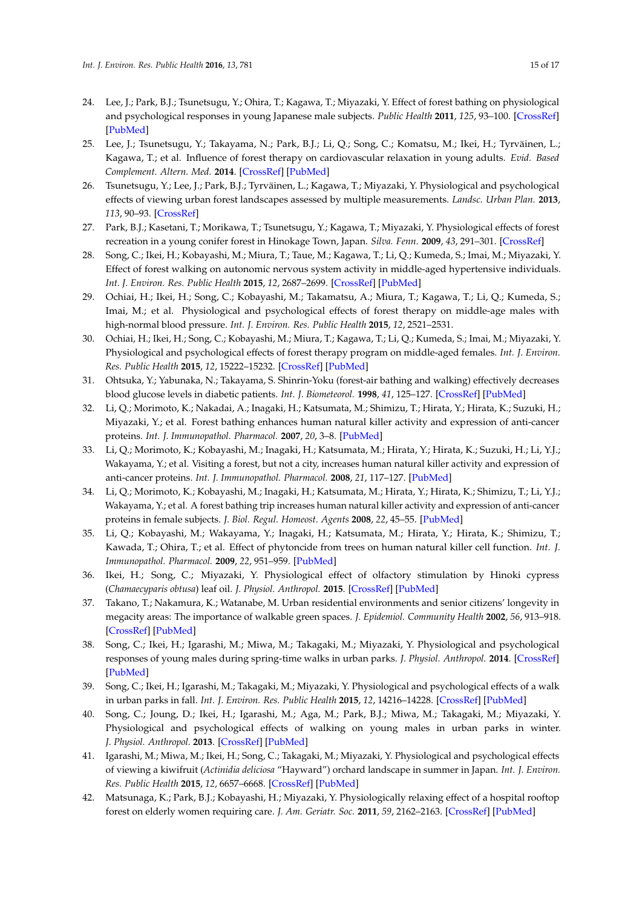24. Lee, J.; Park, B.J.; Tsunetsugu, Y.; Ohira, T.; Kagawa, T.; Miyazaki, Y. Effect of forest bathing on physiological and psychological responses in young Japanese male subjects. *Public Health* **2011**, *125*, 93–100. [CrossRef] [PubMed]
25. Lee, J.; Tsunetsugu, Y.; Takayama, N.; Park, B.J.; Li, Q.; Song, C.; Komatsu, M.; Ikei, H.; Tyrväinen, L.; Kagawa, T.; et al. Influence of forest therapy on cardiovascular relaxation in young adults. *Evid. Based Complement. Altern. Med.* **2014**. [CrossRef] [PubMed]
26. Tsunetsugu, Y.; Lee, J.; Park, B.J.; Tyrväinen, L.; Kagawa, T.; Miyazaki, Y. Physiological and psychological effects of viewing urban forest landscapes assessed by multiple measurements. *Landsc. Urban Plan.* **2013**, *113*, 90–93. [CrossRef]
27. Park, B.J.; Kasetani, T.; Morikawa, T.; Tsunetsugu, Y.; Kagawa, T.; Miyazaki, Y. Physiological effects of forest recreation in a young conifer forest in Hinokage Town, Japan. *Silva. Fenn.* **2009**, *43*, 291–301. [CrossRef]
28. Song, C.; Ikei, H.; Kobayashi, M.; Miura, T.; Taue, M.; Kagawa, T.; Li, Q.; Kumeda, S.; Imai, M.; Miyazaki, Y. Effect of forest walking on autonomic nervous system activity in middle-aged hypertensive individuals. *Int. J. Environ. Res. Public Health* **2015**, *12*, 2687–2699. [CrossRef] [PubMed]
29. Ochiai, H.; Ikei, H.; Song, C.; Kobayashi, M.; Takamatsu, A.; Miura, T.; Kagawa, T.; Li, Q.; Kumeda, S.; Imai, M.; et al. Physiological and psychological effects of forest therapy on middle-age males with high-normal blood pressure. *Int. J. Environ. Res. Public Health* **2015**, *12*, 2521–2531.
30. Ochiai, H.; Ikei, H.; Song, C.; Kobayashi, M.; Miura, T.; Kagawa, T.; Li, Q.; Kumeda, S.; Imai, M.; Miyazaki, Y. Physiological and psychological effects of forest therapy program on middle-aged females. *Int. J. Environ. Res. Public Health* **2015**, *12*, 15222–15232. [CrossRef] [PubMed]
31. Ohtsuka, Y.; Yabunaka, N.; Takayama, S. Shinrin-Yoku (forest-air bathing and walking) effectively decreases blood glucose levels in diabetic patients. *Int. J. Biometeorol.* **1998**, *41*, 125–127. [CrossRef] [PubMed]
32. Li, Q.; Morimoto, K.; Nakadai, A.; Inagaki, H.; Katsumata, M.; Shimizu, T.; Hirata, Y.; Hirata, K.; Suzuki, H.; Miyazaki, Y.; et al. Forest bathing enhances human natural killer activity and expression of anti-cancer proteins. *Int. J. Immunopathol. Pharmacol.* **2007**, *20*, 3–8. [PubMed]
33. Li, Q.; Morimoto, K.; Kobayashi, M.; Inagaki, H.; Katsumata, M.; Hirata, Y.; Hirata, K.; Suzuki, H.; Li, Y.J.; Wakayama, Y.; et al. Visiting a forest, but not a city, increases human natural killer activity and expression of anti-cancer proteins. *Int. J. Immunopathol. Pharmacol.* **2008**, *21*, 117–127. [PubMed]
34. Li, Q.; Morimoto, K.; Kobayashi, M.; Inagaki, H.; Katsumata, M.; Hirata, Y.; Hirata, K.; Shimizu, T.; Li, Y.J.; Wakayama, Y.; et al. A forest bathing trip increases human natural killer activity and expression of anti-cancer proteins in female subjects. *J. Biol. Regul. Homeost. Agents* **2008**, *22*, 45–55. [PubMed]
35. Li, Q.; Kobayashi, M.; Wakayama, Y.; Inagaki, H.; Katsumata, M.; Hirata, Y.; Hirata, K.; Shimizu, T.; Kawada, T.; Ohira, T.; et al. Effect of phytoncide from trees on human natural killer cell function. *Int. J. Immunopathol. Pharmacol.* **2009**, *22*, 951–959. [PubMed]
36. Ikei, H.; Song, C.; Miyazaki, Y. Physiological effect of olfactory stimulation by Hinoki cypress (*Chamaecyparis obtusa*) leaf oil. *J. Physiol. Anthropol.* **2015**. [CrossRef] [PubMed]
37. Takano, T.; Nakamura, K.; Watanabe, M. Urban residential environments and senior citizens' longevity in megacity areas: The importance of walkable green spaces. *J. Epidemiol. Community Health* **2002**, *56*, 913–918. [CrossRef] [PubMed]
38. Song, C.; Ikei, H.; Igarashi, M.; Miwa, M.; Takagaki, M.; Miyazaki, Y. Physiological and psychological responses of young males during spring-time walks in urban parks. *J. Physiol. Anthropol.* **2014**. [CrossRef] [PubMed]
39. Song, C.; Ikei, H.; Igarashi, M.; Takagaki, M.; Miyazaki, Y. Physiological and psychological effects of a walk in urban parks in fall. *Int. J. Environ. Res. Public Health* **2015**, *12*, 14216–14228. [CrossRef] [PubMed]
40. Song, C.; Joung, D.; Ikei, H.; Igarashi, M.; Aga, M.; Park, B.J.; Miwa, M.; Takagaki, M.; Miyazaki, Y. Physiological and psychological effects of walking on young males in urban parks in winter. *J. Physiol. Anthropol.* **2013**. [CrossRef] [PubMed]
41. Igarashi, M.; Miwa, M.; Ikei, H.; Song, C.; Takagaki, M.; Miyazaki, Y. Physiological and psychological effects of viewing a kiwifruit (*Actinidia deliciosa* "Hayward") orchard landscape in summer in Japan. *Int. J. Environ. Res. Public Health* **2015**, *12*, 6657–6668. [CrossRef] [PubMed]
42. Matsunaga, K.; Park, B.J.; Kobayashi, H.; Miyazaki, Y. Physiologically relaxing effect of a hospital rooftop forest on elderly women requiring care. *J. Am. Geriatr. Soc.* **2011**, *59*, 2162–2163. [CrossRef] [PubMed]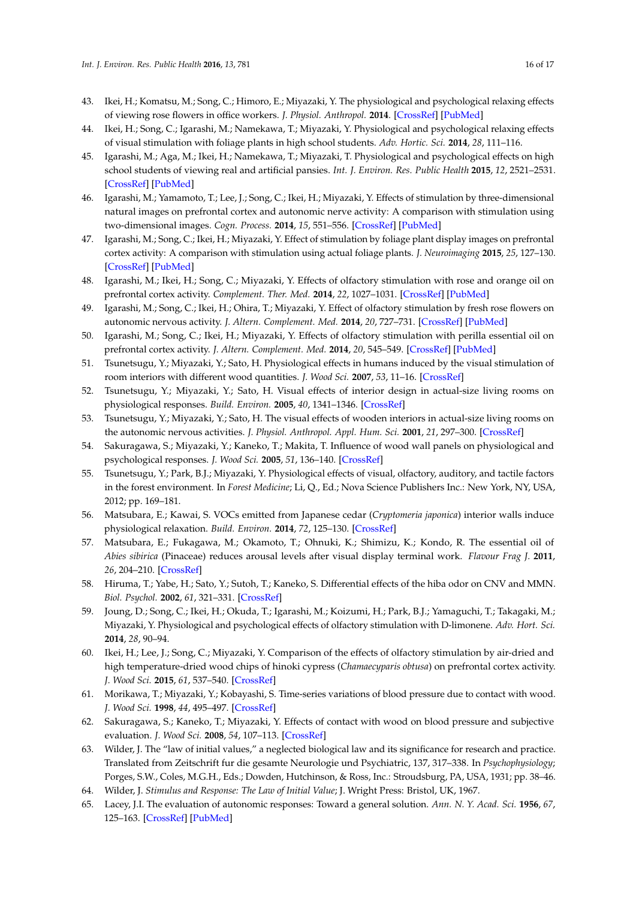43. Ikei, H.; Komatsu, M.; Song, C.; Himoro, E.; Miyazaki, Y. The physiological and psychological relaxing effects of viewing rose flowers in office workers. *J. Physiol. Anthropol.* **2014**. [CrossRef] [PubMed]
44. Ikei, H.; Song, C.; Igarashi, M.; Namekawa, T.; Miyazaki, Y. Physiological and psychological relaxing effects of visual stimulation with foliage plants in high school students. *Adv. Hortic. Sci.* **2014**, *28*, 111–116.
45. Igarashi, M.; Aga, M.; Ikei, H.; Namekawa, T.; Miyazaki, T. Physiological and psychological effects on high school students of viewing real and artificial pansies. *Int. J. Environ. Res. Public Health* **2015**, *12*, 2521–2531. [CrossRef] [PubMed]
46. Igarashi, M.; Yamamoto, T.; Lee, J.; Song, C.; Ikei, H.; Miyazaki, Y. Effects of stimulation by three-dimensional natural images on prefrontal cortex and autonomic nerve activity: A comparison with stimulation using two-dimensional images. *Cogn. Process.* **2014**, *15*, 551–556. [CrossRef] [PubMed]
47. Igarashi, M.; Song, C.; Ikei, H.; Miyazaki, Y. Effect of stimulation by foliage plant display images on prefrontal cortex activity: A comparison with stimulation using actual foliage plants. *J. Neuroimaging* **2015**, *25*, 127–130. [CrossRef] [PubMed]
48. Igarashi, M.; Ikei, H.; Song, C.; Miyazaki, Y. Effects of olfactory stimulation with rose and orange oil on prefrontal cortex activity. *Complement. Ther. Med.* **2014**, *22*, 1027–1031. [CrossRef] [PubMed]
49. Igarashi, M.; Song, C.; Ikei, H.; Ohira, T.; Miyazaki, Y. Effect of olfactory stimulation by fresh rose flowers on autonomic nervous activity. *J. Altern. Complement. Med.* **2014**, *20*, 727–731. [CrossRef] [PubMed]
50. Igarashi, M.; Song, C.; Ikei, H.; Miyazaki, Y. Effects of olfactory stimulation with perilla essential oil on prefrontal cortex activity. *J. Altern. Complement. Med.* **2014**, *20*, 545–549. [CrossRef] [PubMed]
51. Tsunetsugu, Y.; Miyazaki, Y.; Sato, H. Physiological effects in humans induced by the visual stimulation of room interiors with different wood quantities. *J. Wood Sci.* **2007**, *53*, 11–16. [CrossRef]
52. Tsunetsugu, Y.; Miyazaki, Y.; Sato, H. Visual effects of interior design in actual-size living rooms on physiological responses. *Build. Environ.* **2005**, *40*, 1341–1346. [CrossRef]
53. Tsunetsugu, Y.; Miyazaki, Y.; Sato, H. The visual effects of wooden interiors in actual-size living rooms on the autonomic nervous activities. *J. Physiol. Anthropol. Appl. Hum. Sci.* **2001**, *21*, 297–300. [CrossRef]
54. Sakuragawa, S.; Miyazaki, Y.; Kaneko, T.; Makita, T. Influence of wood wall panels on physiological and psychological responses. *J. Wood Sci.* **2005**, *51*, 136–140. [CrossRef]
55. Tsunetsugu, Y.; Park, B.J.; Miyazaki, Y. Physiological effects of visual, olfactory, auditory, and tactile factors in the forest environment. In *Forest Medicine*; Li, Q., Ed.; Nova Science Publishers Inc.: New York, NY, USA, 2012; pp. 169–181.
56. Matsubara, E.; Kawai, S. VOCs emitted from Japanese cedar (*Cryptomeria japonica*) interior walls induce physiological relaxation. *Build. Environ.* **2014**, *72*, 125–130. [CrossRef]
57. Matsubara, E.; Fukagawa, M.; Okamoto, T.; Ohnuki, K.; Shimizu, K.; Kondo, R. The essential oil of *Abies sibirica* (Pinaceae) reduces arousal levels after visual display terminal work. *Flavour Frag J.* **2011**, *26*, 204–210. [CrossRef]
58. Hiruma, T.; Yabe, H.; Sato, Y.; Sutoh, T.; Kaneko, S. Differential effects of the hiba odor on CNV and MMN. *Biol. Psychol.* **2002**, *61*, 321–331. [CrossRef]
59. Joung, D.; Song, C.; Ikei, H.; Okuda, T.; Igarashi, M.; Koizumi, H.; Park, B.J.; Yamaguchi, T.; Takagaki, M.; Miyazaki, Y. Physiological and psychological effects of olfactory stimulation with D-limonene. *Adv. Hort. Sci.* **2014**, *28*, 90–94.
60. Ikei, H.; Lee, J.; Song, C.; Miyazaki, Y. Comparison of the effects of olfactory stimulation by air-dried and high temperature-dried wood chips of hinoki cypress (*Chamaecyparis obtusa*) on prefrontal cortex activity. *J. Wood Sci.* **2015**, *61*, 537–540. [CrossRef]
61. Morikawa, T.; Miyazaki, Y.; Kobayashi, S. Time-series variations of blood pressure due to contact with wood. *J. Wood Sci.* **1998**, *44*, 495–497. [CrossRef]
62. Sakuragawa, S.; Kaneko, T.; Miyazaki, Y. Effects of contact with wood on blood pressure and subjective evaluation. *J. Wood Sci.* **2008**, *54*, 107–113. [CrossRef]
63. Wilder, J. The "law of initial values," a neglected biological law and its significance for research and practice. Translated from Zeitschrift fur die gesamte Neurologie und Psychiatric, 137, 317–338. In *Psychophysiology*; Porges, S.W., Coles, M.G.H., Eds.; Dowden, Hutchinson, & Ross, Inc.: Stroudsburg, PA, USA, 1931; pp. 38–46.
64. Wilder, J. *Stimulus and Response: The Law of Initial Value*; J. Wright Press: Bristol, UK, 1967.
65. Lacey, J.I. The evaluation of autonomic responses: Toward a general solution. *Ann. N. Y. Acad. Sci.* **1956**, *67*, 125–163. [CrossRef] [PubMed]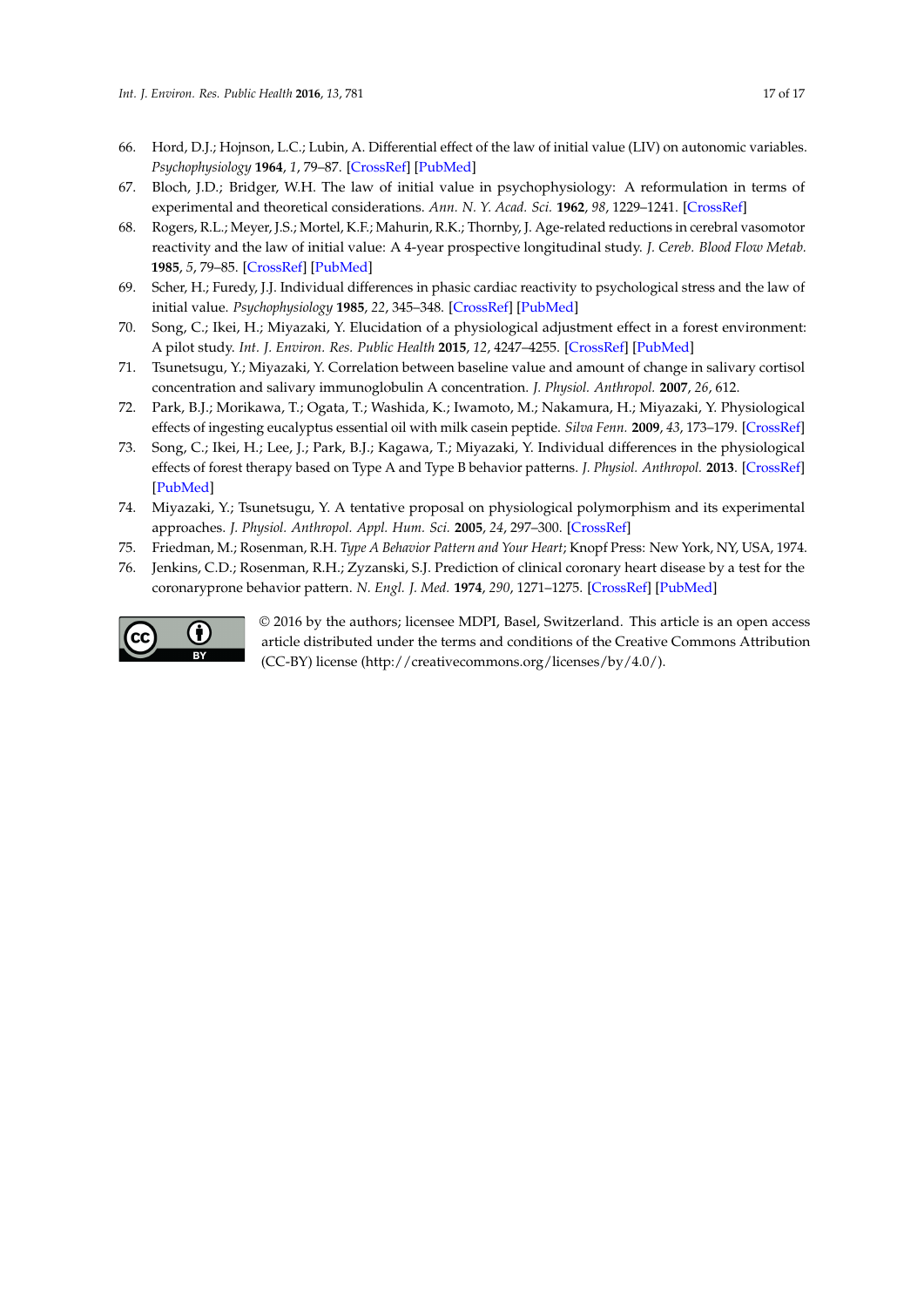66. Hord, D.J.; Hojnson, L.C.; Lubin, A. Differential effect of the law of initial value (LIV) on autonomic variables. *Psychophysiology* **1964**, *1*, 79–87. [CrossRef] [PubMed]
67. Bloch, J.D.; Bridger, W.H. The law of initial value in psychophysiology: A reformulation in terms of experimental and theoretical considerations. *Ann. N. Y. Acad. Sci.* **1962**, *98*, 1229–1241. [CrossRef]
68. Rogers, R.L.; Meyer, J.S.; Mortel, K.F.; Mahurin, R.K.; Thornby, J. Age-related reductions in cerebral vasomotor reactivity and the law of initial value: A 4-year prospective longitudinal study. *J. Cereb. Blood Flow Metab.* **1985**, *5*, 79–85. [CrossRef] [PubMed]
69. Scher, H.; Furedy, J.J. Individual differences in phasic cardiac reactivity to psychological stress and the law of initial value. *Psychophysiology* **1985**, *22*, 345–348. [CrossRef] [PubMed]
70. Song, C.; Ikei, H.; Miyazaki, Y. Elucidation of a physiological adjustment effect in a forest environment: A pilot study. *Int. J. Environ. Res. Public Health* **2015**, *12*, 4247–4255. [CrossRef] [PubMed]
71. Tsunetsugu, Y.; Miyazaki, Y. Correlation between baseline value and amount of change in salivary cortisol concentration and salivary immunoglobulin A concentration. *J. Physiol. Anthropol.* **2007**, *26*, 612.
72. Park, B.J.; Morikawa, T.; Ogata, T.; Washida, K.; Iwamoto, M.; Nakamura, H.; Miyazaki, Y. Physiological effects of ingesting eucalyptus essential oil with milk casein peptide. *Silva Fenn.* **2009**, *43*, 173–179. [CrossRef]
73. Song, C.; Ikei, H.; Lee, J.; Park, B.J.; Kagawa, T.; Miyazaki, Y. Individual differences in the physiological effects of forest therapy based on Type A and Type B behavior patterns. *J. Physiol. Anthropol.* **2013**. [CrossRef] [PubMed]
74. Miyazaki, Y.; Tsunetsugu, Y. A tentative proposal on physiological polymorphism and its experimental approaches. *J. Physiol. Anthropol. Appl. Hum. Sci.* **2005**, *24*, 297–300. [CrossRef]
75. Friedman, M.; Rosenman, R.H. *Type A Behavior Pattern and Your Heart*; Knopf Press: New York, NY, USA, 1974.
76. Jenkins, C.D.; Rosenman, R.H.; Zyzanski, S.J. Prediction of clinical coronary heart disease by a test for the coronaryprone behavior pattern. *N. Engl. J. Med.* **1974**, *290*, 1271–1275. [CrossRef] [PubMed]

© 2016 by the authors; licensee MDPI, Basel, Switzerland. This article is an open access article distributed under the terms and conditions of the Creative Commons Attribution (CC-BY) license (http://creativecommons.org/licenses/by/4.0/).